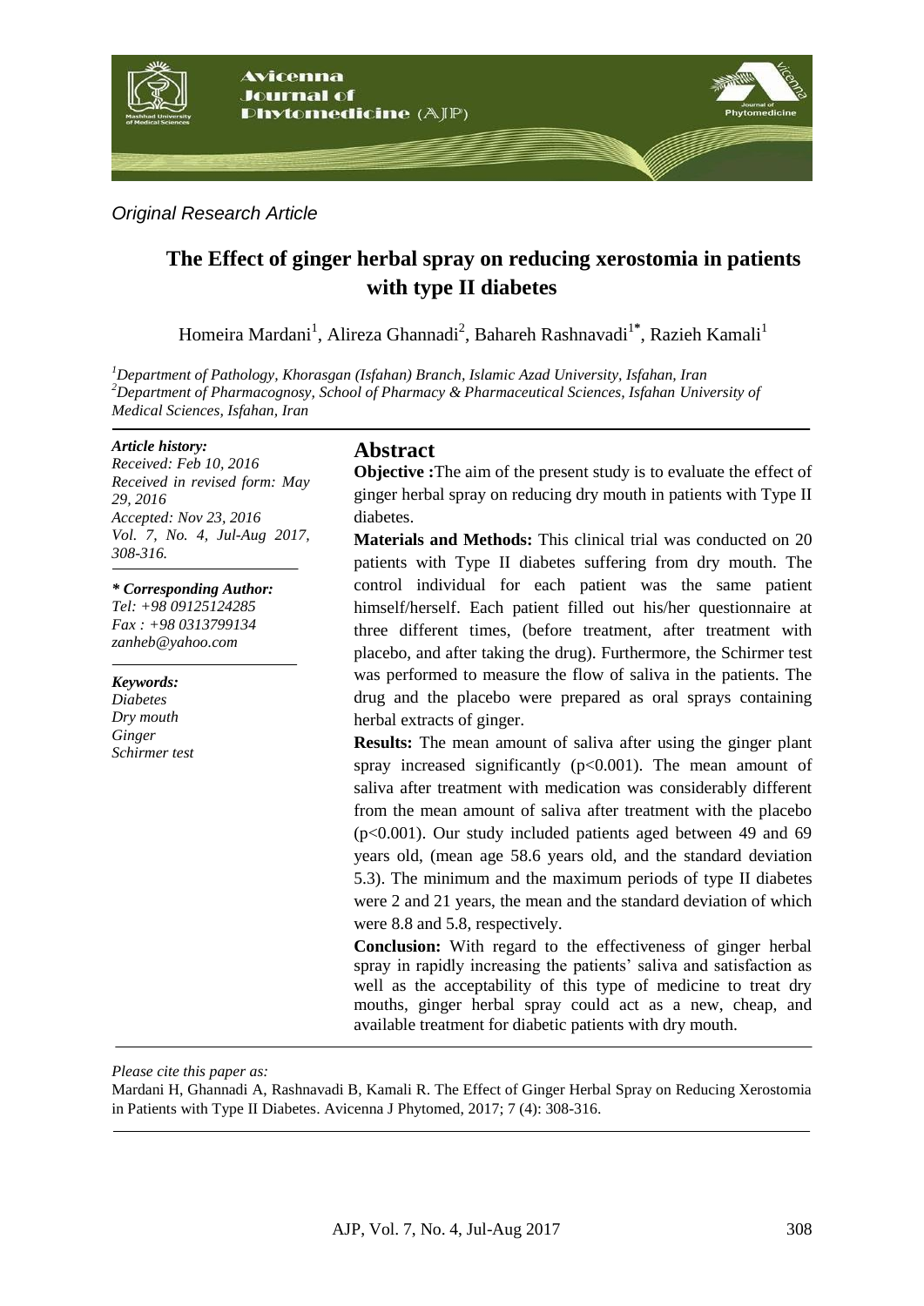*Original Research Article*

# The Effect of ginger herbal spray on reducing xerostomia in patients with type II diabetes

Homeira Mardani[1], Alireza Ghannadi[2], Bahareh Rashnavadi[1*], Razieh Kamali[1]

[1]*Department of Pathology, Khorasgan (Isfahan) Branch, Islamic Azad University, Isfahan, Iran*
[2]*Department of Pharmacognosy, School of Pharmacy & Pharmaceutical Sciences, Isfahan University of Medical Sciences, Isfahan, Iran*

***Article history:***
*Received: Feb 10, 2016*
*Received in revised form: May 29, 2016*
*Accepted: Nov 23, 2016*
*Vol. 7, No. 4, Jul-Aug 2017, 308-316.*

***\* Corresponding Author:***
*Tel: +98 09125124285*
*Fax : +98 0313799134*
*zanheb@yahoo.com*

***Keywords:***
*Diabetes*
*Dry mouth*
*Ginger*
*Schirmer test*

## Abstract

**Objective :**The aim of the present study is to evaluate the effect of ginger herbal spray on reducing dry mouth in patients with Type II diabetes.

**Materials and Methods:** This clinical trial was conducted on 20 patients with Type II diabetes suffering from dry mouth. The control individual for each patient was the same patient himself/herself. Each patient filled out his/her questionnaire at three different times, (before treatment, after treatment with placebo, and after taking the drug). Furthermore, the Schirmer test was performed to measure the flow of saliva in the patients. The drug and the placebo were prepared as oral sprays containing herbal extracts of ginger.

**Results:** The mean amount of saliva after using the ginger plant spray increased significantly ($p<0.001$). The mean amount of saliva after treatment with medication was considerably different from the mean amount of saliva after treatment with the placebo ($p<0.001$). Our study included patients aged between 49 and 69 years old, (mean age 58.6 years old, and the standard deviation 5.3). The minimum and the maximum periods of type II diabetes were 2 and 21 years, the mean and the standard deviation of which were 8.8 and 5.8, respectively.

**Conclusion:** With regard to the effectiveness of ginger herbal spray in rapidly increasing the patients' saliva and satisfaction as well as the acceptability of this type of medicine to treat dry mouths, ginger herbal spray could act as a new, cheap, and available treatment for diabetic patients with dry mouth.

*Please cite this paper as:*
Mardani H, Ghannadi A, Rashnavadi B, Kamali R. The Effect of Ginger Herbal Spray on Reducing Xerostomia in Patients with Type II Diabetes. Avicenna J Phytomed, 2017; 7 (4): 308-316.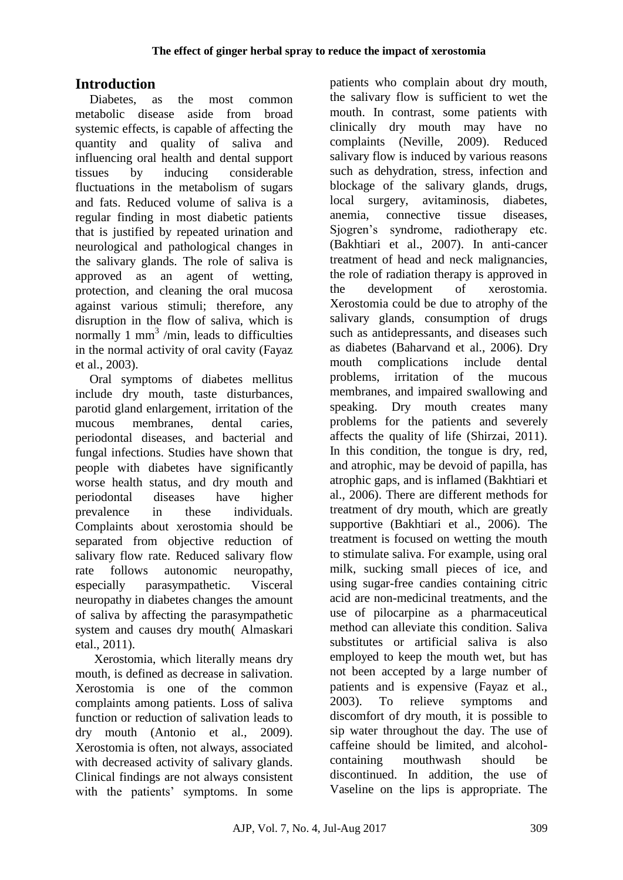## Introduction

Diabetes, as the most common metabolic disease aside from broad systemic effects, is capable of affecting the quantity and quality of saliva and influencing oral health and dental support tissues by inducing considerable fluctuations in the metabolism of sugars and fats. Reduced volume of saliva is a regular finding in most diabetic patients that is justified by repeated urination and neurological and pathological changes in the salivary glands. The role of saliva is approved as an agent of wetting, protection, and cleaning the oral mucosa against various stimuli; therefore, any disruption in the flow of saliva, which is normally 1 $mm^3$ /min, leads to difficulties in the normal activity of oral cavity (Fayaz et al., 2003).

Oral symptoms of diabetes mellitus include dry mouth, taste disturbances, parotid gland enlargement, irritation of the mucous membranes, dental caries, periodontal diseases, and bacterial and fungal infections. Studies have shown that people with diabetes have significantly worse health status, and dry mouth and periodontal diseases have higher prevalence in these individuals. Complaints about xerostomia should be separated from objective reduction of salivary flow rate. Reduced salivary flow rate follows autonomic neuropathy, especially parasympathetic. Visceral neuropathy in diabetes changes the amount of saliva by affecting the parasympathetic system and causes dry mouth( Almaskari etal., 2011).

Xerostomia, which literally means dry mouth, is defined as decrease in salivation. Xerostomia is one of the common complaints among patients. Loss of saliva function or reduction of salivation leads to dry mouth (Antonio et al., 2009). Xerostomia is often, not always, associated with decreased activity of salivary glands. Clinical findings are not always consistent with the patients' symptoms. In some patients who complain about dry mouth, the salivary flow is sufficient to wet the mouth. In contrast, some patients with clinically dry mouth may have no complaints (Neville, 2009). Reduced salivary flow is induced by various reasons such as dehydration, stress, infection and blockage of the salivary glands, drugs, local surgery, avitaminosis, diabetes, anemia, connective tissue diseases, Sjogren's syndrome, radiotherapy etc. (Bakhtiari et al., 2007). In anti-cancer treatment of head and neck malignancies, the role of radiation therapy is approved in the development of xerostomia. Xerostomia could be due to atrophy of the salivary glands, consumption of drugs such as antidepressants, and diseases such as diabetes (Baharvand et al., 2006). Dry mouth complications include dental problems, irritation of the mucous membranes, and impaired swallowing and speaking. Dry mouth creates many problems for the patients and severely affects the quality of life (Shirzai, 2011). In this condition, the tongue is dry, red, and atrophic, may be devoid of papilla, has atrophic gaps, and is inflamed (Bakhtiari et al., 2006). There are different methods for treatment of dry mouth, which are greatly supportive (Bakhtiari et al., 2006). The treatment is focused on wetting the mouth to stimulate saliva. For example, using oral milk, sucking small pieces of ice, and using sugar-free candies containing citric acid are non-medicinal treatments, and the use of pilocarpine as a pharmaceutical method can alleviate this condition. Saliva substitutes or artificial saliva is also employed to keep the mouth wet, but has not been accepted by a large number of patients and is expensive (Fayaz et al., 2003). To relieve symptoms and discomfort of dry mouth, it is possible to sip water throughout the day. The use of caffeine should be limited, and alcohol-containing mouthwash should be discontinued. In addition, the use of Vaseline on the lips is appropriate. The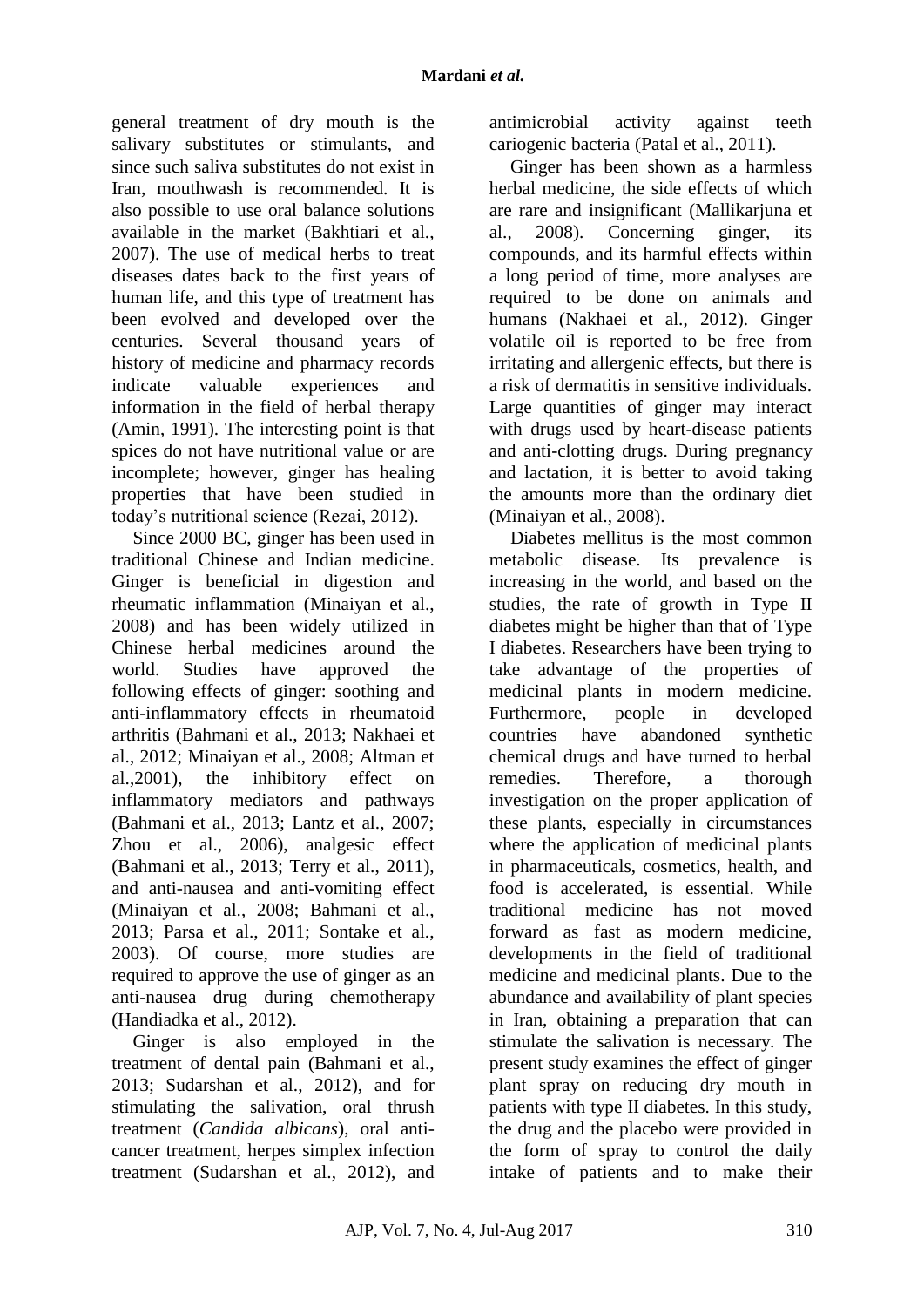general treatment of dry mouth is the salivary substitutes or stimulants, and since such saliva substitutes do not exist in Iran, mouthwash is recommended. It is also possible to use oral balance solutions available in the market (Bakhtiari et al., 2007). The use of medical herbs to treat diseases dates back to the first years of human life, and this type of treatment has been evolved and developed over the centuries. Several thousand years of history of medicine and pharmacy records indicate valuable experiences and information in the field of herbal therapy (Amin, 1991). The interesting point is that spices do not have nutritional value or are incomplete; however, ginger has healing properties that have been studied in today's nutritional science (Rezai, 2012).

Since 2000 BC, ginger has been used in traditional Chinese and Indian medicine. Ginger is beneficial in digestion and rheumatic inflammation (Minaiyan et al., 2008) and has been widely utilized in Chinese herbal medicines around the world. Studies have approved the following effects of ginger: soothing and anti-inflammatory effects in rheumatoid arthritis (Bahmani et al., 2013; Nakhaei et al., 2012; Minaiyan et al., 2008; Altman et al.,2001), the inhibitory effect on inflammatory mediators and pathways (Bahmani et al., 2013; Lantz et al., 2007; Zhou et al., 2006), analgesic effect (Bahmani et al., 2013; Terry et al., 2011), and anti-nausea and anti-vomiting effect (Minaiyan et al., 2008; Bahmani et al., 2013; Parsa et al., 2011; Sontake et al., 2003). Of course, more studies are required to approve the use of ginger as an anti-nausea drug during chemotherapy (Handiadka et al., 2012).

Ginger is also employed in the treatment of dental pain (Bahmani et al., 2013; Sudarshan et al., 2012), and for stimulating the salivation, oral thrush treatment (*Candida albicans*), oral anti-cancer treatment, herpes simplex infection treatment (Sudarshan et al., 2012), and antimicrobial activity against teeth cariogenic bacteria (Patal et al., 2011).

Ginger has been shown as a harmless herbal medicine, the side effects of which are rare and insignificant (Mallikarjuna et al., 2008). Concerning ginger, its compounds, and its harmful effects within a long period of time, more analyses are required to be done on animals and humans (Nakhaei et al., 2012). Ginger volatile oil is reported to be free from irritating and allergenic effects, but there is a risk of dermatitis in sensitive individuals. Large quantities of ginger may interact with drugs used by heart-disease patients and anti-clotting drugs. During pregnancy and lactation, it is better to avoid taking the amounts more than the ordinary diet (Minaiyan et al., 2008).

Diabetes mellitus is the most common metabolic disease. Its prevalence is increasing in the world, and based on the studies, the rate of growth in Type II diabetes might be higher than that of Type I diabetes. Researchers have been trying to take advantage of the properties of medicinal plants in modern medicine. Furthermore, people in developed countries have abandoned synthetic chemical drugs and have turned to herbal remedies. Therefore, a thorough investigation on the proper application of these plants, especially in circumstances where the application of medicinal plants in pharmaceuticals, cosmetics, health, and food is accelerated, is essential. While traditional medicine has not moved forward as fast as modern medicine, developments in the field of traditional medicine and medicinal plants. Due to the abundance and availability of plant species in Iran, obtaining a preparation that can stimulate the salivation is necessary. The present study examines the effect of ginger plant spray on reducing dry mouth in patients with type II diabetes. In this study, the drug and the placebo were provided in the form of spray to control the daily intake of patients and to make their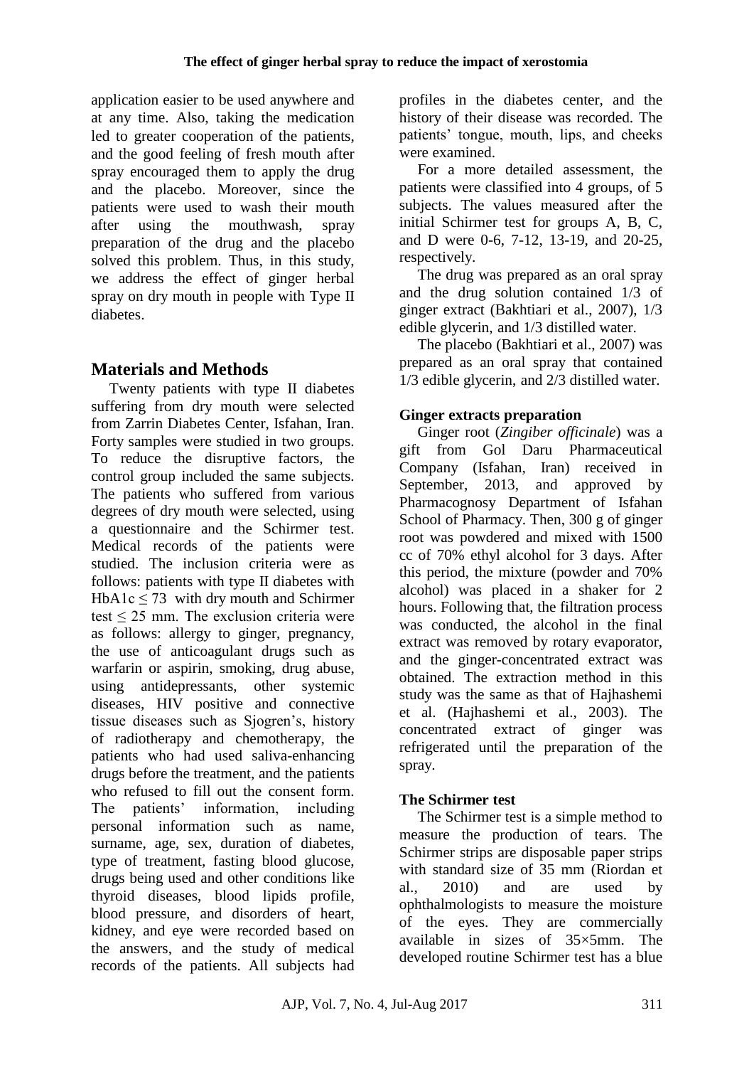application easier to be used anywhere and at any time. Also, taking the medication led to greater cooperation of the patients, and the good feeling of fresh mouth after spray encouraged them to apply the drug and the placebo. Moreover, since the patients were used to wash their mouth after using the mouthwash, spray preparation of the drug and the placebo solved this problem. Thus, in this study, we address the effect of ginger herbal spray on dry mouth in people with Type II diabetes.

## Materials and Methods

Twenty patients with type II diabetes suffering from dry mouth were selected from Zarrin Diabetes Center, Isfahan, Iran. Forty samples were studied in two groups. To reduce the disruptive factors, the control group included the same subjects. The patients who suffered from various degrees of dry mouth were selected, using a questionnaire and the Schirmer test. Medical records of the patients were studied. The inclusion criteria were as follows: patients with type II diabetes with HbA1c $\leq 73$ with dry mouth and Schirmer test $\leq 25$ mm. The exclusion criteria were as follows: allergy to ginger, pregnancy, the use of anticoagulant drugs such as warfarin or aspirin, smoking, drug abuse, using antidepressants, other systemic diseases, HIV positive and connective tissue diseases such as Sjogren's, history of radiotherapy and chemotherapy, the patients who had used saliva-enhancing drugs before the treatment, and the patients who refused to fill out the consent form. The patients' information, including personal information such as name, surname, age, sex, duration of diabetes, type of treatment, fasting blood glucose, drugs being used and other conditions like thyroid diseases, blood lipids profile, blood pressure, and disorders of heart, kidney, and eye were recorded based on the answers, and the study of medical records of the patients. All subjects had profiles in the diabetes center, and the history of their disease was recorded. The patients' tongue, mouth, lips, and cheeks were examined.

For a more detailed assessment, the patients were classified into 4 groups, of 5 subjects. The values measured after the initial Schirmer test for groups A, B, C, and D were 0-6, 7-12, 13-19, and 20-25, respectively.

The drug was prepared as an oral spray and the drug solution contained 1/3 of ginger extract (Bakhtiari et al., 2007), 1/3 edible glycerin, and 1/3 distilled water.

The placebo (Bakhtiari et al., 2007) was prepared as an oral spray that contained 1/3 edible glycerin, and 2/3 distilled water.

### Ginger extracts preparation

Ginger root (*Zingiber officinale*) was a gift from Gol Daru Pharmaceutical Company (Isfahan, Iran) received in September, 2013, and approved by Pharmacognosy Department of Isfahan School of Pharmacy. Then, 300 g of ginger root was powdered and mixed with 1500 cc of 70% ethyl alcohol for 3 days. After this period, the mixture (powder and 70% alcohol) was placed in a shaker for 2 hours. Following that, the filtration process was conducted, the alcohol in the final extract was removed by rotary evaporator, and the ginger-concentrated extract was obtained. The extraction method in this study was the same as that of Hajhashemi et al. (Hajhashemi et al., 2003). The concentrated extract of ginger was refrigerated until the preparation of the spray.

### The Schirmer test

The Schirmer test is a simple method to measure the production of tears. The Schirmer strips are disposable paper strips with standard size of 35 mm (Riordan et al., 2010) and are used by ophthalmologists to measure the moisture of the eyes. They are commercially available in sizes of 35×5mm. The developed routine Schirmer test has a blue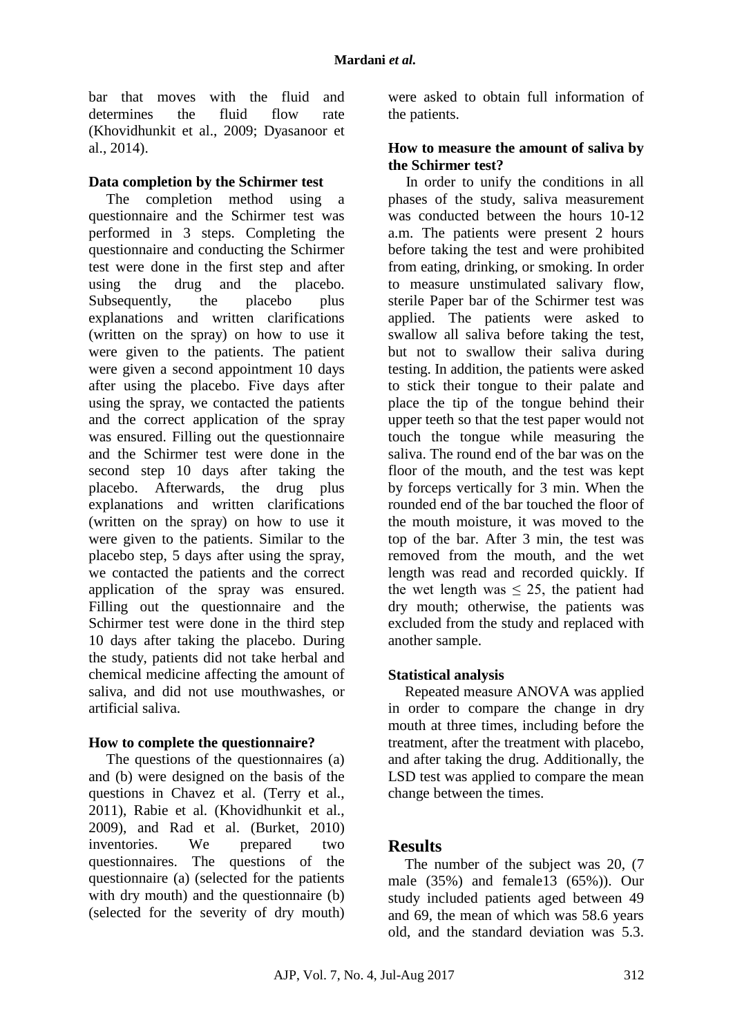bar that moves with the fluid and determines the fluid flow rate (Khovidhunkit et al., 2009; Dyasanoor et al., 2014).

### Data completion by the Schirmer test

The completion method using a questionnaire and the Schirmer test was performed in 3 steps. Completing the questionnaire and conducting the Schirmer test were done in the first step and after using the drug and the placebo. Subsequently, the placebo plus explanations and written clarifications (written on the spray) on how to use it were given to the patients. The patient were given a second appointment 10 days after using the placebo. Five days after using the spray, we contacted the patients and the correct application of the spray was ensured. Filling out the questionnaire and the Schirmer test were done in the second step 10 days after taking the placebo. Afterwards, the drug plus explanations and written clarifications (written on the spray) on how to use it were given to the patients. Similar to the placebo step, 5 days after using the spray, we contacted the patients and the correct application of the spray was ensured. Filling out the questionnaire and the Schirmer test were done in the third step 10 days after taking the placebo. During the study, patients did not take herbal and chemical medicine affecting the amount of saliva, and did not use mouthwashes, or artificial saliva.

### How to complete the questionnaire?

The questions of the questionnaires (a) and (b) were designed on the basis of the questions in Chavez et al. (Terry et al., 2011), Rabie et al. (Khovidhunkit et al., 2009), and Rad et al. (Burket, 2010) inventories. We prepared two questionnaires. The questions of the questionnaire (a) (selected for the patients with dry mouth) and the questionnaire (b) (selected for the severity of dry mouth) were asked to obtain full information of the patients.

### How to measure the amount of saliva by the Schirmer test?

In order to unify the conditions in all phases of the study, saliva measurement was conducted between the hours 10-12 a.m. The patients were present 2 hours before taking the test and were prohibited from eating, drinking, or smoking. In order to measure unstimulated salivary flow, sterile Paper bar of the Schirmer test was applied. The patients were asked to swallow all saliva before taking the test, but not to swallow their saliva during testing. In addition, the patients were asked to stick their tongue to their palate and place the tip of the tongue behind their upper teeth so that the test paper would not touch the tongue while measuring the saliva. The round end of the bar was on the floor of the mouth, and the test was kept by forceps vertically for 3 min. When the rounded end of the bar touched the floor of the mouth moisture, it was moved to the top of the bar. After 3 min, the test was removed from the mouth, and the wet length was read and recorded quickly. If the wet length was $\leq 25$, the patient had dry mouth; otherwise, the patients was excluded from the study and replaced with another sample.

### Statistical analysis

Repeated measure ANOVA was applied in order to compare the change in dry mouth at three times, including before the treatment, after the treatment with placebo, and after taking the drug. Additionally, the LSD test was applied to compare the mean change between the times.

## Results

The number of the subject was 20, (7 male (35%) and female13 (65%)). Our study included patients aged between 49 and 69, the mean of which was 58.6 years old, and the standard deviation was 5.3.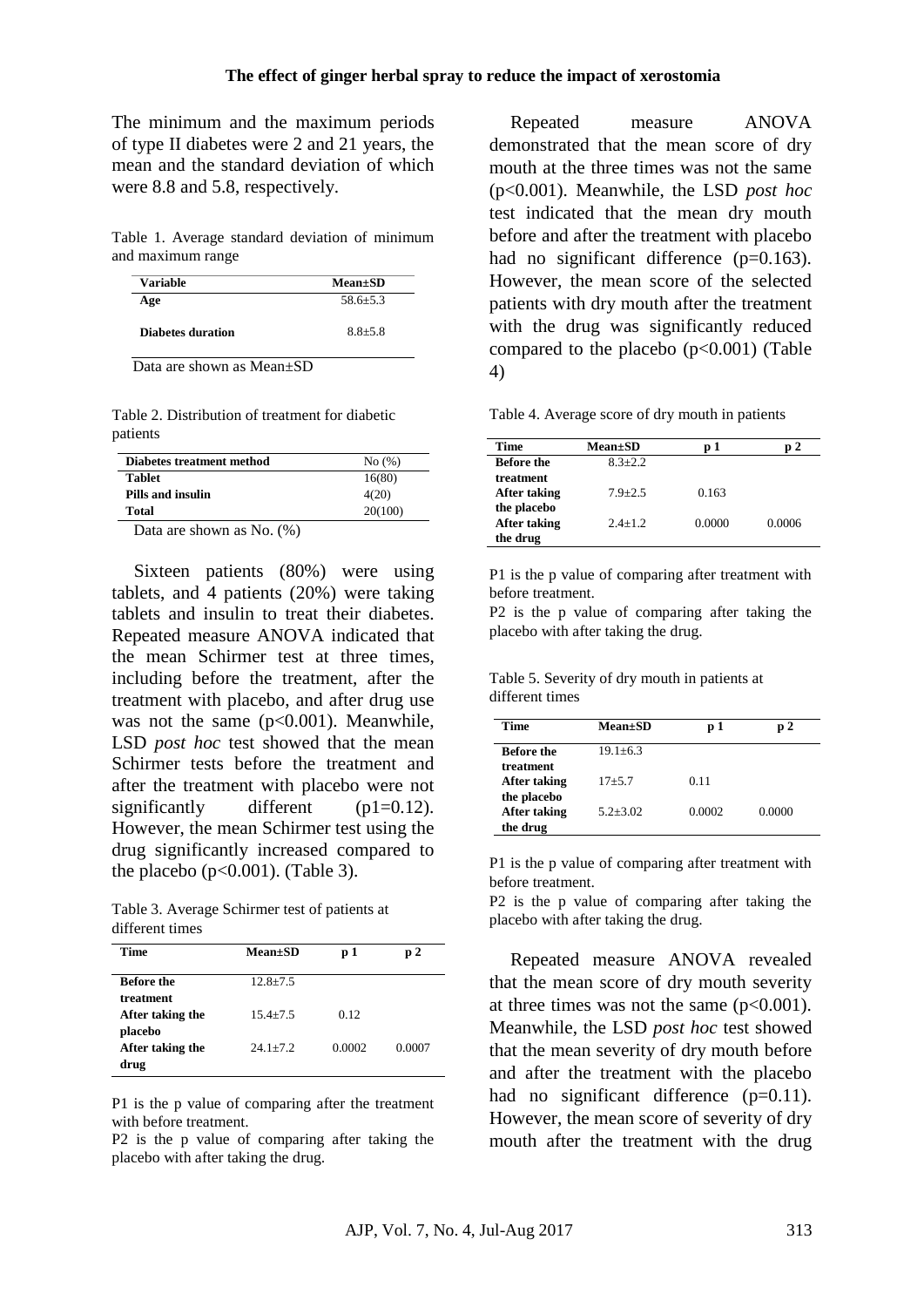The minimum and the maximum periods of type II diabetes were 2 and 21 years, the mean and the standard deviation of which were 8.8 and 5.8, respectively.

Table 1. Average standard deviation of minimum and maximum range

| Variable | Mean±SD |
| --- | --- |
| Age | 58.6±5.3 |
| Diabetes duration | 8.8±5.8 |

Data are shown as Mean±SD

Table 2. Distribution of treatment for diabetic patients

| Diabetes treatment method | No (%) |
| --- | --- |
| Tablet | 16(80) |
| Pills and insulin | 4(20) |
| Total | 20(100) |

Data are shown as No. (%)

Sixteen patients (80%) were using tablets, and 4 patients (20%) were taking tablets and insulin to treat their diabetes. Repeated measure ANOVA indicated that the mean Schirmer test at three times, including before the treatment, after the treatment with placebo, and after drug use was not the same ($p<0.001$). Meanwhile, LSD *post hoc* test showed that the mean Schirmer tests before the treatment and after the treatment with placebo were not significantly different ($p1=0.12$). However, the mean Schirmer test using the drug significantly increased compared to the placebo ($p<0.001$). (Table 3).

Table 3. Average Schirmer test of patients at different times

| Time | Mean±SD | p 1 | p 2 |
| --- | --- | --- | --- |
| Before the treatment | 12.8±7.5 | | |
| After taking the placebo | 15.4±7.5 | 0.12 | |
| After taking the drug | 24.1±7.2 | 0.0002 | 0.0007 |

P1 is the p value of comparing after the treatment with before treatment.

P2 is the p value of comparing after taking the placebo with after taking the drug.

Repeated measure ANOVA demonstrated that the mean score of dry mouth at the three times was not the same ($p<0.001$). Meanwhile, the LSD *post hoc* test indicated that the mean dry mouth before and after the treatment with placebo had no significant difference ($p=0.163$). However, the mean score of the selected patients with dry mouth after the treatment with the drug was significantly reduced compared to the placebo ($p<0.001$) (Table 4)

Table 4. Average score of dry mouth in patients

| Time | Mean±SD | p 1 | p 2 |
| --- | --- | --- | --- |
| Before the treatment | 8.3±2.2 | | |
| After taking the placebo | 7.9±2.5 | 0.163 | |
| After taking the drug | 2.4±1.2 | 0.0000 | 0.0006 |

P1 is the p value of comparing after treatment with before treatment.

P2 is the p value of comparing after taking the placebo with after taking the drug.

Table 5. Severity of dry mouth in patients at different times

| Time | Mean±SD | p 1 | p 2 |
| --- | --- | --- | --- |
| Before the treatment | 19.1±6.3 | | |
| After taking the placebo | 17±5.7 | 0.11 | |
| After taking the drug | 5.2±3.02 | 0.0002 | 0.0000 |

P1 is the p value of comparing after treatment with before treatment.

P2 is the p value of comparing after taking the placebo with after taking the drug.

Repeated measure ANOVA revealed that the mean score of dry mouth severity at three times was not the same ($p<0.001$). Meanwhile, the LSD *post hoc* test showed that the mean severity of dry mouth before and after the treatment with the placebo had no significant difference ($p=0.11$). However, the mean score of severity of dry mouth after the treatment with the drug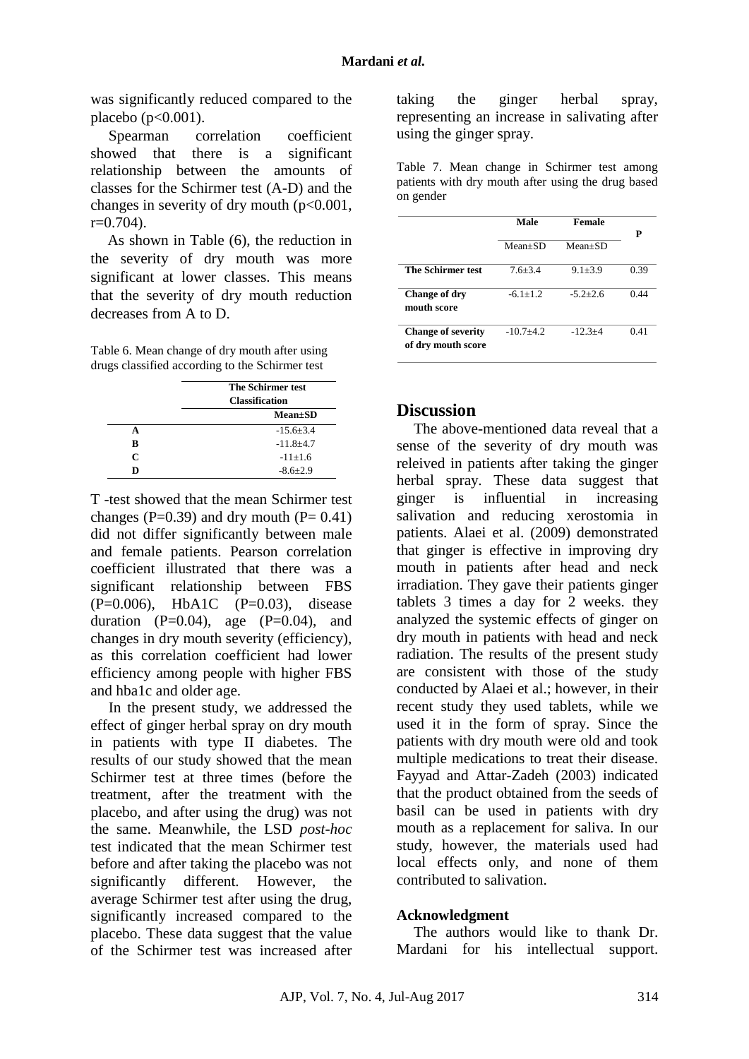was significantly reduced compared to the placebo ($p<0.001$).

Spearman correlation coefficient showed that there is a significant relationship between the amounts of classes for the Schirmer test (A-D) and the changes in severity of dry mouth ($p<0.001$, $r=0.704$).

As shown in Table (6), the reduction in the severity of dry mouth was more significant at lower classes. This means that the severity of dry mouth reduction decreases from A to D.

Table 6. Mean change of dry mouth after using drugs classified according to the Schirmer test

| | The Schirmer test Classification |
|---|---|
| | **Mean±SD** |
| **A** | -15.6±3.4 |
| **B** | -11.8±4.7 |
| **C** | -11±1.6 |
| **D** | -8.6±2.9 |

T -test showed that the mean Schirmer test changes ($P=0.39$) and dry mouth ($P= 0.41$) did not differ significantly between male and female patients. Pearson correlation coefficient illustrated that there was a significant relationship between FBS ($P=0.006$), HbA1C ($P=0.03$), disease duration ($P=0.04$), age ($P=0.04$), and changes in dry mouth severity (efficiency), as this correlation coefficient had lower efficiency among people with higher FBS and hba1c and older age.

In the present study, we addressed the effect of ginger herbal spray on dry mouth in patients with type II diabetes. The results of our study showed that the mean Schirmer test at three times (before the treatment, after the treatment with the placebo, and after using the drug) was not the same. Meanwhile, the LSD *post-hoc* test indicated that the mean Schirmer test before and after taking the placebo was not significantly different. However, the average Schirmer test after using the drug, significantly increased compared to the placebo. These data suggest that the value of the Schirmer test was increased after taking the ginger herbal spray, representing an increase in salivating after using the ginger spray.

Table 7. Mean change in Schirmer test among patients with dry mouth after using the drug based on gender

| | Male | Female | P |
|---|---|---|---|
| | Mean±SD | Mean±SD | |
| **The Schirmer test** | 7.6±3.4 | 9.1±3.9 | 0.39 |
| **Change of dry mouth score** | -6.1±1.2 | -5.2±2.6 | 0.44 |
| **Change of severity of dry mouth score** | -10.7±4.2 | -12.3±4 | 0.41 |

## Discussion

The above-mentioned data reveal that a sense of the severity of dry mouth was releived in patients after taking the ginger herbal spray. These data suggest that ginger is influential in increasing salivation and reducing xerostomia in patients. Alaei et al. (2009) demonstrated that ginger is effective in improving dry mouth in patients after head and neck irradiation. They gave their patients ginger tablets 3 times a day for 2 weeks. they analyzed the systemic effects of ginger on dry mouth in patients with head and neck radiation. The results of the present study are consistent with those of the study conducted by Alaei et al.; however, in their recent study they used tablets, while we used it in the form of spray. Since the patients with dry mouth were old and took multiple medications to treat their disease. Fayyad and Attar-Zadeh (2003) indicated that the product obtained from the seeds of basil can be used in patients with dry mouth as a replacement for saliva. In our study, however, the materials used had local effects only, and none of them contributed to salivation.

### Acknowledgment

The authors would like to thank Dr. Mardani for his intellectual support.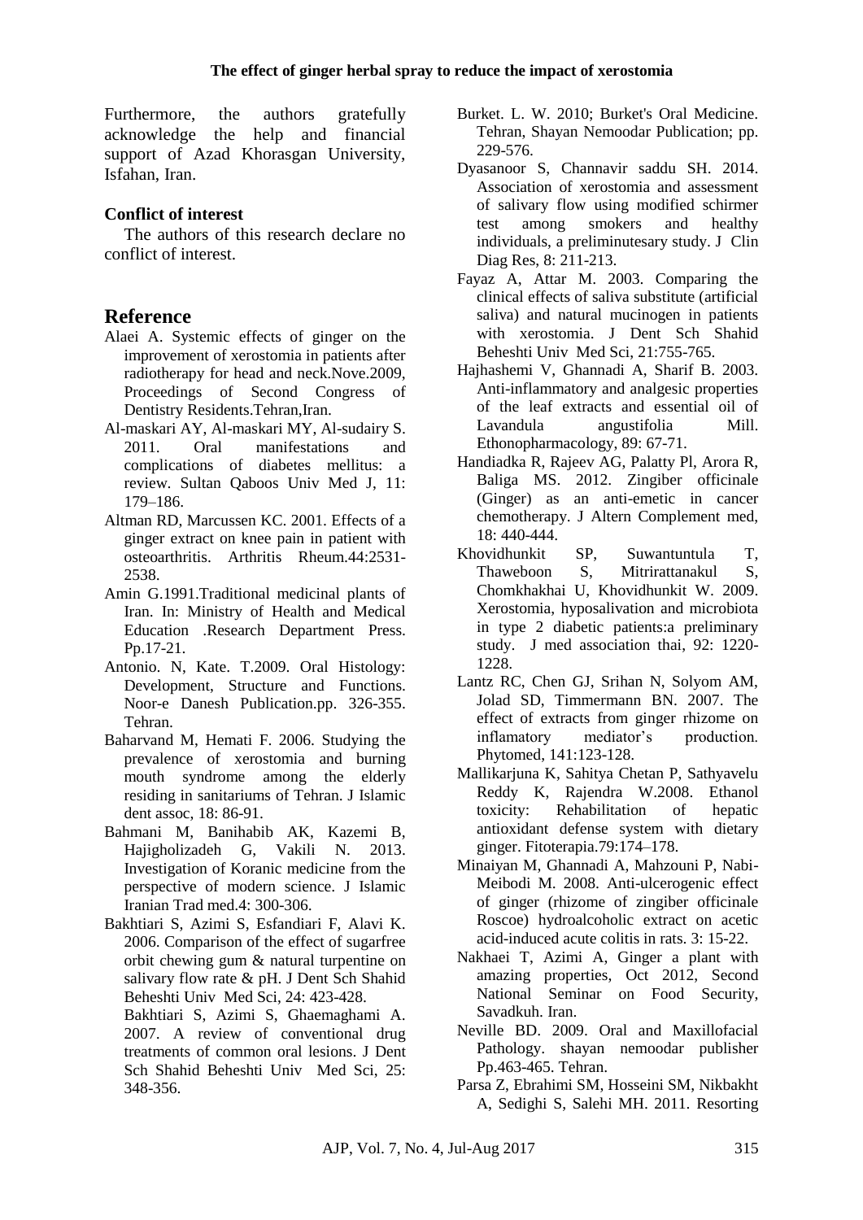Furthermore, the authors gratefully acknowledge the help and financial support of Azad Khorasgan University, Isfahan, Iran.

### Conflict of interest

The authors of this research declare no conflict of interest.

## Reference

Alaei A. Systemic effects of ginger on the improvement of xerostomia in patients after radiotherapy for head and neck.Nove.2009, Proceedings of Second Congress of Dentistry Residents.Tehran,Iran.

Al-maskari AY, Al-maskari MY, Al-sudairy S. 2011. Oral manifestations and complications of diabetes mellitus: a review. Sultan Qaboos Univ Med J, 11: 179–186.

Altman RD, Marcussen KC. 2001. Effects of a ginger extract on knee pain in patient with osteoarthritis. Arthritis Rheum.44:2531-2538.

Amin G.1991.Traditional medicinal plants of Iran. In: Ministry of Health and Medical Education .Research Department Press. Pp.17-21.

Antonio. N, Kate. T.2009. Oral Histology: Development, Structure and Functions. Noor-e Danesh Publication.pp. 326-355. Tehran.

Baharvand M, Hemati F. 2006. Studying the prevalence of xerostomia and burning mouth syndrome among the elderly residing in sanitariums of Tehran. J Islamic dent assoc, 18: 86-91.

Bahmani M, Banihabib AK, Kazemi B, Hajigholizadeh G, Vakili N. 2013. Investigation of Koranic medicine from the perspective of modern science. J Islamic Iranian Trad med.4: 300-306.

Bakhtiari S, Azimi S, Esfandiari F, Alavi K. 2006. Comparison of the effect of sugarfree orbit chewing gum & natural turpentine on salivary flow rate & pH. J Dent Sch Shahid Beheshti Univ Med Sci, 24: 423-428.

Bakhtiari S, Azimi S, Ghaemaghami A. 2007. A review of conventional drug treatments of common oral lesions. J Dent Sch Shahid Beheshti Univ Med Sci, 25: 348-356.

Burket. L. W. 2010; Burket's Oral Medicine. Tehran, Shayan Nemoodar Publication; pp. 229-576.

Dyasanoor S, Channavir saddu SH. 2014. Association of xerostomia and assessment of salivary flow using modified schirmer test among smokers and healthy individuals, a preliminutesary study. J Clin Diag Res, 8: 211-213.

Fayaz A, Attar M. 2003. Comparing the clinical effects of saliva substitute (artificial saliva) and natural mucinogen in patients with xerostomia. J Dent Sch Shahid Beheshti Univ Med Sci, 21:755-765.

Hajhashemi V, Ghannadi A, Sharif B. 2003. Anti-inflammatory and analgesic properties of the leaf extracts and essential oil of Lavandula angustifolia Mill. Ethonopharmacology, 89: 67-71.

Handiadka R, Rajeev AG, Palatty Pl, Arora R, Baliga MS. 2012. Zingiber officinale (Ginger) as an anti-emetic in cancer chemotherapy. J Altern Complement med, 18: 440-444.

Khovidhunkit SP, Suwantuntula T, Thaweboon S, Mitrirattanakul S, Chomkhakhai U, Khovidhunkit W. 2009. Xerostomia, hyposalivation and microbiota in type 2 diabetic patients:a preliminary study. J med association thai, 92: 1220-1228.

Lantz RC, Chen GJ, Srihan N, Solyom AM, Jolad SD, Timmermann BN. 2007. The effect of extracts from ginger rhizome on inflamatory mediator's production. Phytomed, 141:123-128.

Mallikarjuna K, Sahitya Chetan P, Sathyavelu Reddy K, Rajendra W.2008. Ethanol toxicity: Rehabilitation of hepatic antioxidant defense system with dietary ginger. Fitoterapia.79:174–178.

Minaiyan M, Ghannadi A, Mahzouni P, Nabi-Meibodi M. 2008. Anti-ulcerogenic effect of ginger (rhizome of zingiber officinale Roscoe) hydroalcoholic extract on acetic acid-induced acute colitis in rats. 3: 15-22.

Nakhaei T, Azimi A, Ginger a plant with amazing properties, Oct 2012, Second National Seminar on Food Security, Savadkuh. Iran.

Neville BD. 2009. Oral and Maxillofacial Pathology. shayan nemoodar publisher Pp.463-465. Tehran.

Parsa Z, Ebrahimi SM, Hosseini SM, Nikbakht A, Sedighi S, Salehi MH. 2011. Resorting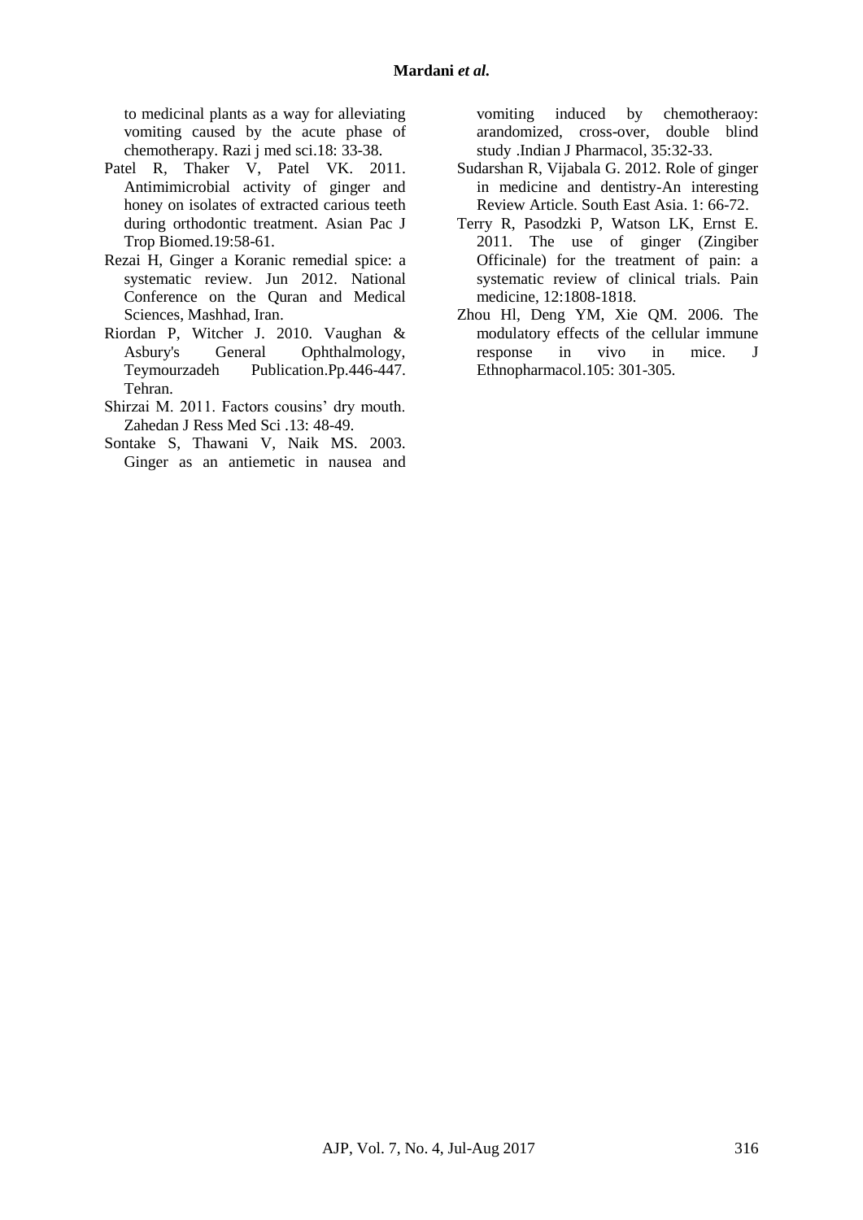to medicinal plants as a way for alleviating vomiting caused by the acute phase of chemotherapy. Razi j med sci.18: 33-38.

Patel R, Thaker V, Patel VK. 2011. Antimimicrobial activity of ginger and honey on isolates of extracted carious teeth during orthodontic treatment. Asian Pac J Trop Biomed.19:58-61.

Rezai H, Ginger a Koranic remedial spice: a systematic review. Jun 2012. National Conference on the Quran and Medical Sciences, Mashhad, Iran.

Riordan P, Witcher J. 2010. Vaughan & Asbury's General Ophthalmology, Teymourzadeh Publication.Pp.446-447. Tehran.

Shirzai M. 2011. Factors cousins' dry mouth. Zahedan J Ress Med Sci .13: 48-49.

Sontake S, Thawani V, Naik MS. 2003. Ginger as an antiemetic in nausea and vomiting induced by chemotheraoy: arandomized, cross-over, double blind study .Indian J Pharmacol, 35:32-33.

Sudarshan R, Vijabala G. 2012. Role of ginger in medicine and dentistry-An interesting Review Article. South East Asia. 1: 66-72.

Terry R, Pasodzki P, Watson LK, Ernst E. 2011. The use of ginger (Zingiber Officinale) for the treatment of pain: a systematic review of clinical trials. Pain medicine, 12:1808-1818.

Zhou Hl, Deng YM, Xie QM. 2006. The modulatory effects of the cellular immune response in vivo in mice. J Ethnopharmacol.105: 301-305.